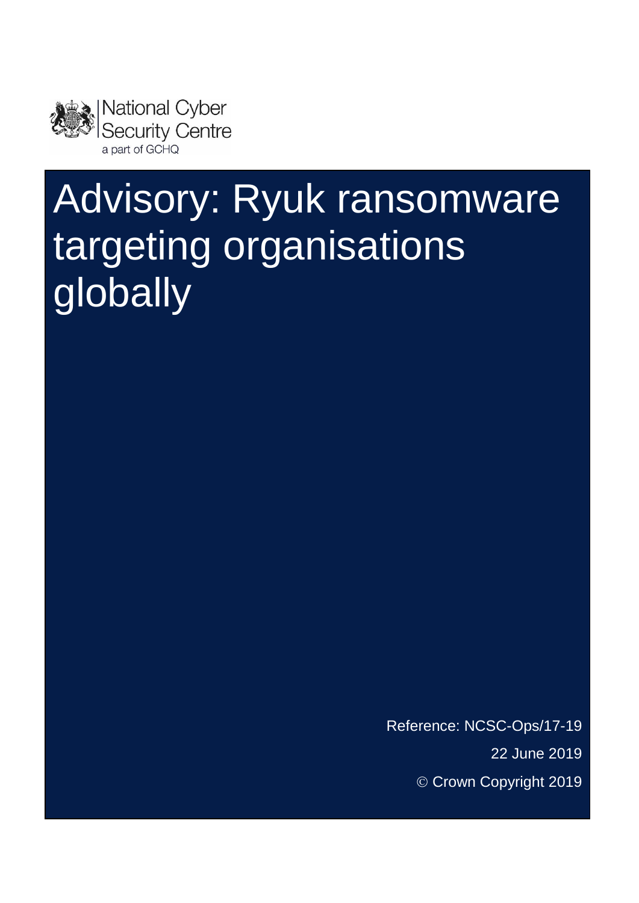National Cyber Security Centre
a part of GCHQ

# Advisory: Ryuk ransomware targeting organisations globally

Reference: NCSC-Ops/17-19

22 June 2019

© Crown Copyright 2019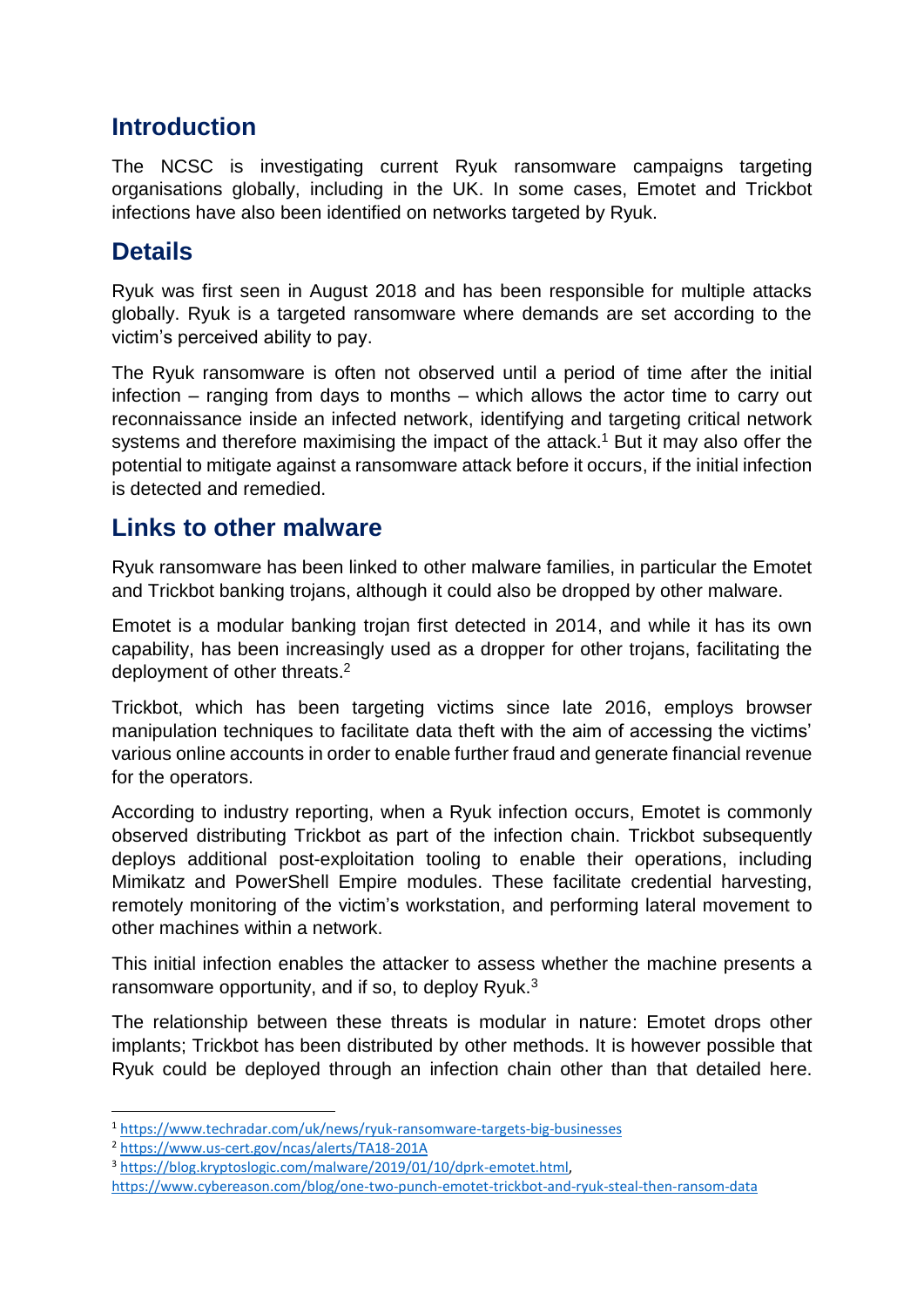## Introduction

The NCSC is investigating current Ryuk ransomware campaigns targeting organisations globally, including in the UK. In some cases, Emotet and Trickbot infections have also been identified on networks targeted by Ryuk.

## Details

Ryuk was first seen in August 2018 and has been responsible for multiple attacks globally. Ryuk is a targeted ransomware where demands are set according to the victim's perceived ability to pay.

The Ryuk ransomware is often not observed until a period of time after the initial infection – ranging from days to months – which allows the actor time to carry out reconnaissance inside an infected network, identifying and targeting critical network systems and therefore maximising the impact of the attack.[1] But it may also offer the potential to mitigate against a ransomware attack before it occurs, if the initial infection is detected and remedied.

## Links to other malware

Ryuk ransomware has been linked to other malware families, in particular the Emotet and Trickbot banking trojans, although it could also be dropped by other malware.

Emotet is a modular banking trojan first detected in 2014, and while it has its own capability, has been increasingly used as a dropper for other trojans, facilitating the deployment of other threats.[2]

Trickbot, which has been targeting victims since late 2016, employs browser manipulation techniques to facilitate data theft with the aim of accessing the victims' various online accounts in order to enable further fraud and generate financial revenue for the operators.

According to industry reporting, when a Ryuk infection occurs, Emotet is commonly observed distributing Trickbot as part of the infection chain. Trickbot subsequently deploys additional post-exploitation tooling to enable their operations, including Mimikatz and PowerShell Empire modules. These facilitate credential harvesting, remotely monitoring of the victim's workstation, and performing lateral movement to other machines within a network.

This initial infection enables the attacker to assess whether the machine presents a ransomware opportunity, and if so, to deploy Ryuk.[3]

The relationship between these threats is modular in nature: Emotet drops other implants; Trickbot has been distributed by other methods. It is however possible that Ryuk could be deployed through an infection chain other than that detailed here.

---

[1] https://www.techradar.com/uk/news/ryuk-ransomware-targets-big-businesses

[2] https://www.us-cert.gov/ncas/alerts/TA18-201A

[3] https://blog.kryptoslogic.com/malware/2019/01/10/dprk-emotet.html, https://www.cybereason.com/blog/one-two-punch-emotet-trickbot-and-ryuk-steal-then-ransom-data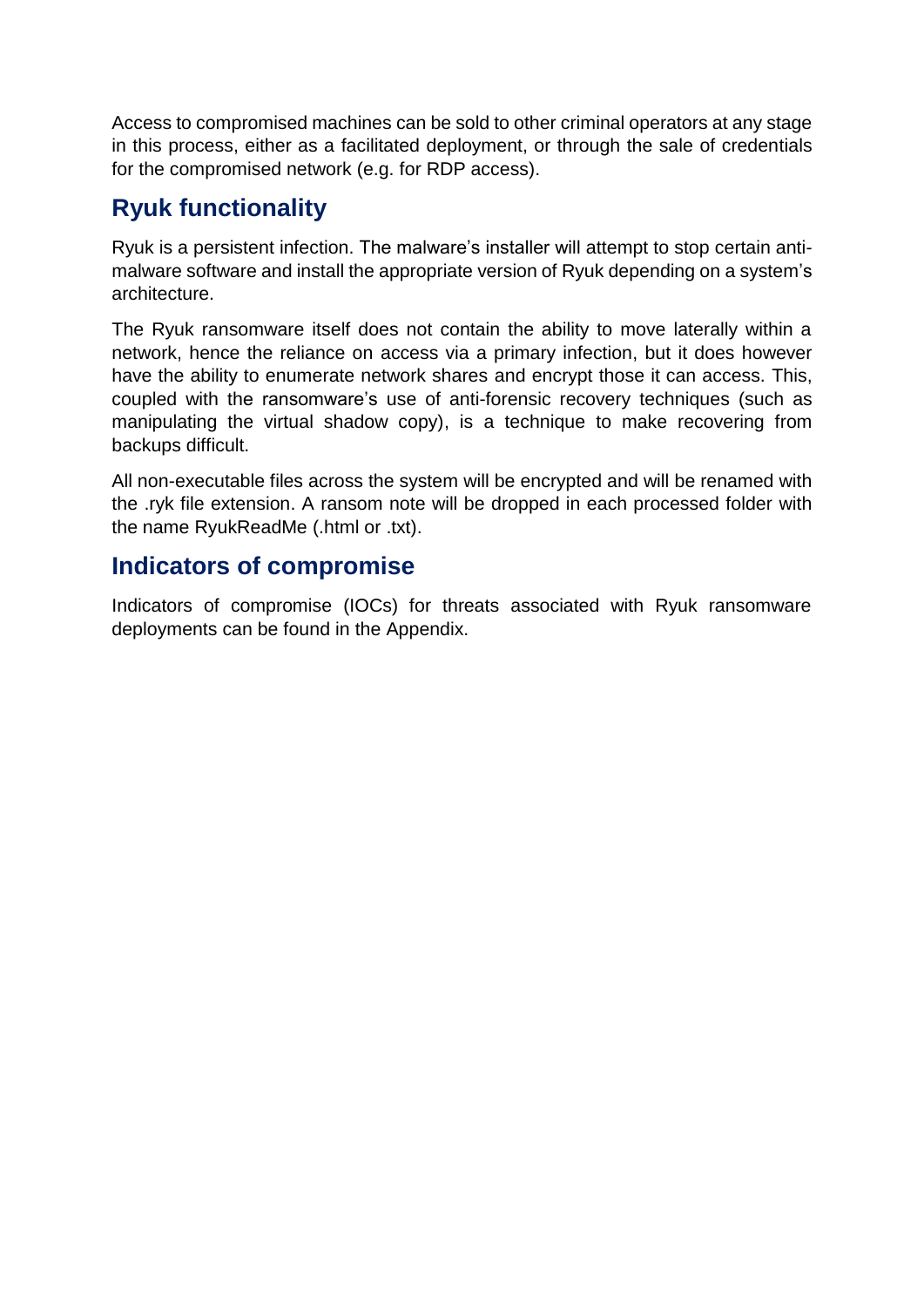Access to compromised machines can be sold to other criminal operators at any stage in this process, either as a facilitated deployment, or through the sale of credentials for the compromised network (e.g. for RDP access).

## Ryuk functionality

Ryuk is a persistent infection. The malware's installer will attempt to stop certain anti-malware software and install the appropriate version of Ryuk depending on a system's architecture.

The Ryuk ransomware itself does not contain the ability to move laterally within a network, hence the reliance on access via a primary infection, but it does however have the ability to enumerate network shares and encrypt those it can access. This, coupled with the ransomware's use of anti-forensic recovery techniques (such as manipulating the virtual shadow copy), is a technique to make recovering from backups difficult.

All non-executable files across the system will be encrypted and will be renamed with the .ryk file extension. A ransom note will be dropped in each processed folder with the name RyukReadMe (.html or .txt).

## Indicators of compromise

Indicators of compromise (IOCs) for threats associated with Ryuk ransomware deployments can be found in the Appendix.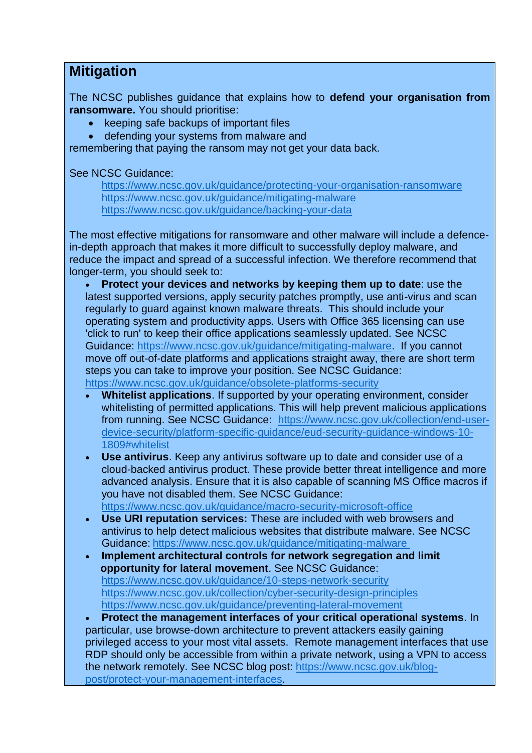## Mitigation

The NCSC publishes guidance that explains how to **defend your organisation from ransomware.** You should prioritise:

- keeping safe backups of important files
- defending your systems from malware and

remembering that paying the ransom may not get your data back.

See NCSC Guidance:

https://www.ncsc.gov.uk/guidance/protecting-your-organisation-ransomware
https://www.ncsc.gov.uk/guidance/mitigating-malware
https://www.ncsc.gov.uk/guidance/backing-your-data

The most effective mitigations for ransomware and other malware will include a defence-in-depth approach that makes it more difficult to successfully deploy malware, and reduce the impact and spread of a successful infection. We therefore recommend that longer-term, you should seek to:

- **Protect your devices and networks by keeping them up to date**: use the latest supported versions, apply security patches promptly, use anti-virus and scan regularly to guard against known malware threats. This should include your operating system and productivity apps. Users with Office 365 licensing can use 'click to run' to keep their office applications seamlessly updated. See NCSC Guidance: https://www.ncsc.gov.uk/guidance/mitigating-malware. If you cannot move off out-of-date platforms and applications straight away, there are short term steps you can take to improve your position. See NCSC Guidance: https://www.ncsc.gov.uk/guidance/obsolete-platforms-security
- **Whitelist applications**. If supported by your operating environment, consider whitelisting of permitted applications. This will help prevent malicious applications from running. See NCSC Guidance: https://www.ncsc.gov.uk/collection/end-user-device-security/platform-specific-guidance/eud-security-guidance-windows-10-1809#whitelist
- **Use antivirus**. Keep any antivirus software up to date and consider use of a cloud-backed antivirus product. These provide better threat intelligence and more advanced analysis. Ensure that it is also capable of scanning MS Office macros if you have not disabled them. See NCSC Guidance: https://www.ncsc.gov.uk/guidance/macro-security-microsoft-office
- **Use URI reputation services:** These are included with web browsers and antivirus to help detect malicious websites that distribute malware. See NCSC Guidance: https://www.ncsc.gov.uk/guidance/mitigating-malware
- **Implement architectural controls for network segregation and limit opportunity for lateral movement**. See NCSC Guidance:
  https://www.ncsc.gov.uk/guidance/10-steps-network-security
  https://www.ncsc.gov.uk/collection/cyber-security-design-principles
  https://www.ncsc.gov.uk/guidance/preventing-lateral-movement
- **Protect the management interfaces of your critical operational systems**. In particular, use browse-down architecture to prevent attackers easily gaining privileged access to your most vital assets. Remote management interfaces that use RDP should only be accessible from within a private network, using a VPN to access the network remotely. See NCSC blog post: https://www.ncsc.gov.uk/blog-post/protect-your-management-interfaces.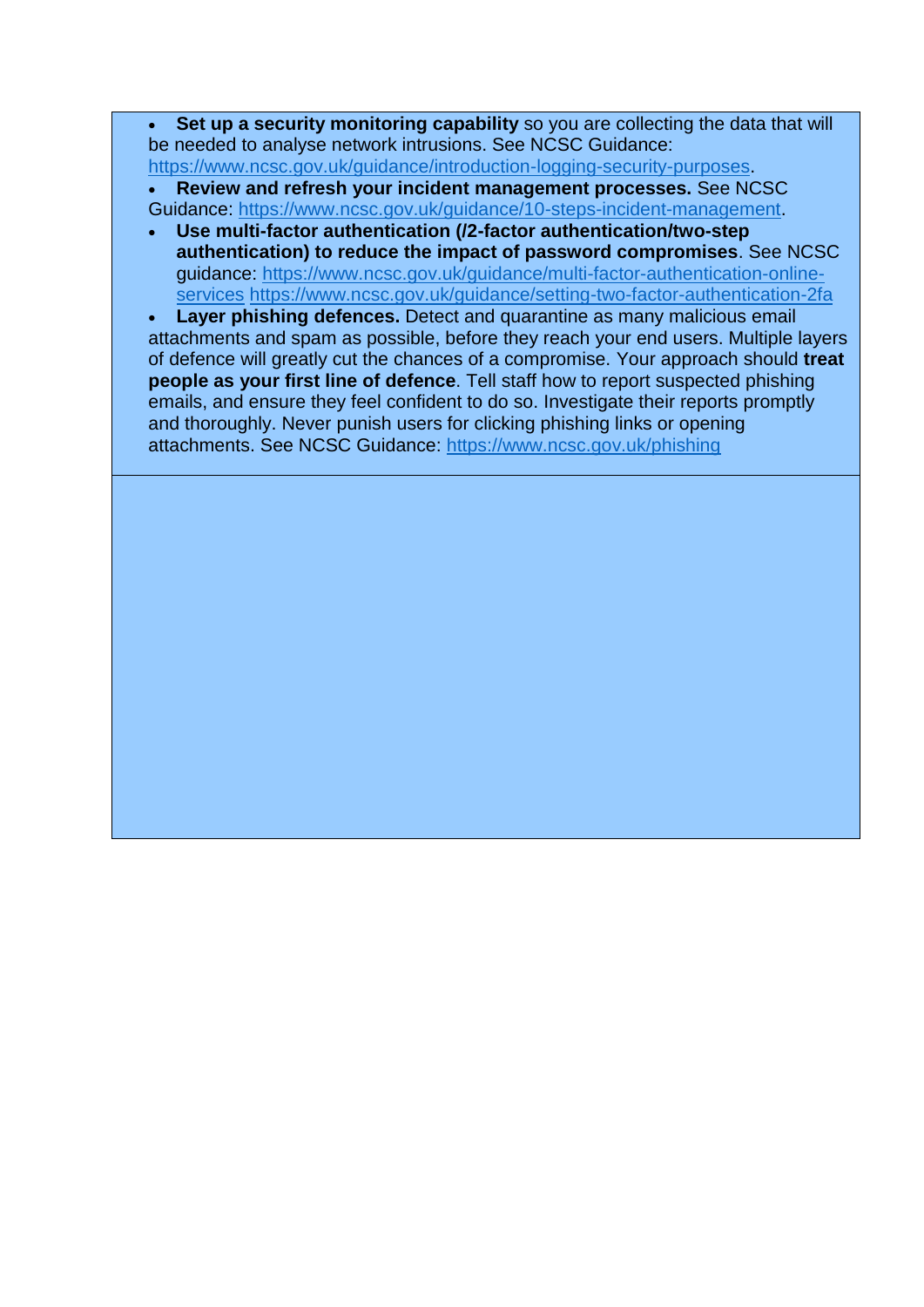- **Set up a security monitoring capability** so you are collecting the data that will be needed to analyse network intrusions. See NCSC Guidance: https://www.ncsc.gov.uk/guidance/introduction-logging-security-purposes.
- **Review and refresh your incident management processes.** See NCSC Guidance: https://www.ncsc.gov.uk/guidance/10-steps-incident-management.
- **Use multi-factor authentication (/2-factor authentication/two-step authentication) to reduce the impact of password compromises**. See NCSC guidance: https://www.ncsc.gov.uk/guidance/multi-factor-authentication-online-services https://www.ncsc.gov.uk/guidance/setting-two-factor-authentication-2fa
- **Layer phishing defences.** Detect and quarantine as many malicious email attachments and spam as possible, before they reach your end users. Multiple layers of defence will greatly cut the chances of a compromise. Your approach should **treat people as your first line of defence**. Tell staff how to report suspected phishing emails, and ensure they feel confident to do so. Investigate their reports promptly and thoroughly. Never punish users for clicking phishing links or opening attachments. See NCSC Guidance: https://www.ncsc.gov.uk/phishing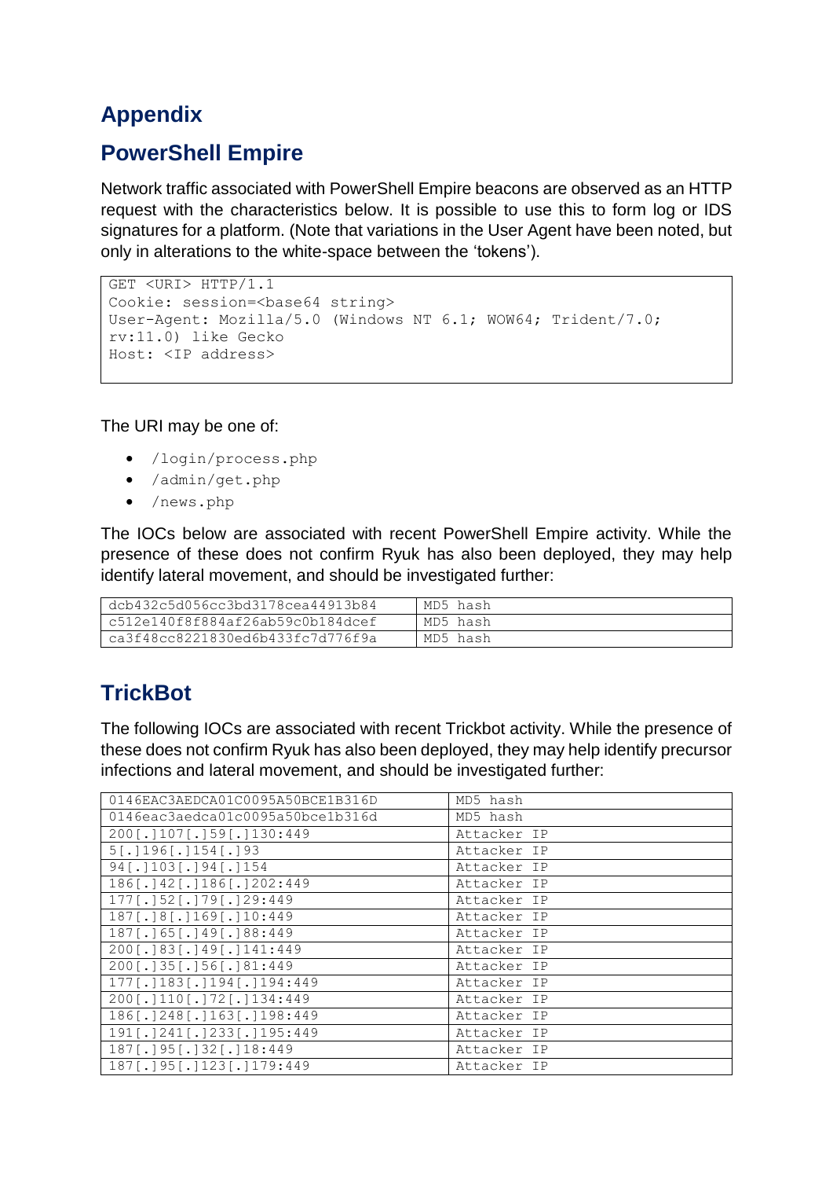# Appendix

## PowerShell Empire

Network traffic associated with PowerShell Empire beacons are observed as an HTTP request with the characteristics below. It is possible to use this to form log or IDS signatures for a platform. (Note that variations in the User Agent have been noted, but only in alterations to the white-space between the 'tokens').

```
GET <URI> HTTP/1.1
Cookie: session=<base64 string>
User-Agent: Mozilla/5.0 (Windows NT 6.1; WOW64; Trident/7.0;
rv:11.0) like Gecko
Host: <IP address>
```

The URI may be one of:

- `/login/process.php`
- `/admin/get.php`
- `/news.php`

The IOCs below are associated with recent PowerShell Empire activity. While the presence of these does not confirm Ryuk has also been deployed, they may help identify lateral movement, and should be investigated further:

| | |
|---|---|
| dcb432c5d056cc3bd3178cea44913b84 | MD5 hash |
| c512e140f8f884af26ab59c0b184dcef | MD5 hash |
| ca3f48cc8221830ed6b433fc7d776f9a | MD5 hash |

## TrickBot

The following IOCs are associated with recent Trickbot activity. While the presence of these does not confirm Ryuk has also been deployed, they may help identify precursor infections and lateral movement, and should be investigated further:

| | |
|---|---|
| 0146EAC3AEDCA01C0095A50BCE1B316D | MD5 hash |
| 0146eac3aedca01c0095a50bce1b316d | MD5 hash |
| 200[.]107[.]59[.]130:449 | Attacker IP |
| 5[.]196[.]154[.]93 | Attacker IP |
| 94[.]103[.]94[.]154 | Attacker IP |
| 186[.]42[.]186[.]202:449 | Attacker IP |
| 177[.]52[.]79[.]29:449 | Attacker IP |
| 187[.]8[.]169[.]10:449 | Attacker IP |
| 187[.]65[.]49[.]88:449 | Attacker IP |
| 200[.]83[.]49[.]141:449 | Attacker IP |
| 200[.]35[.]56[.]81:449 | Attacker IP |
| 177[.]183[.]194[.]194:449 | Attacker IP |
| 200[.]110[.]72[.]134:449 | Attacker IP |
| 186[.]248[.]163[.]198:449 | Attacker IP |
| 191[.]241[.]233[.]195:449 | Attacker IP |
| 187[.]95[.]32[.]18:449 | Attacker IP |
| 187[.]95[.]123[.]179:449 | Attacker IP |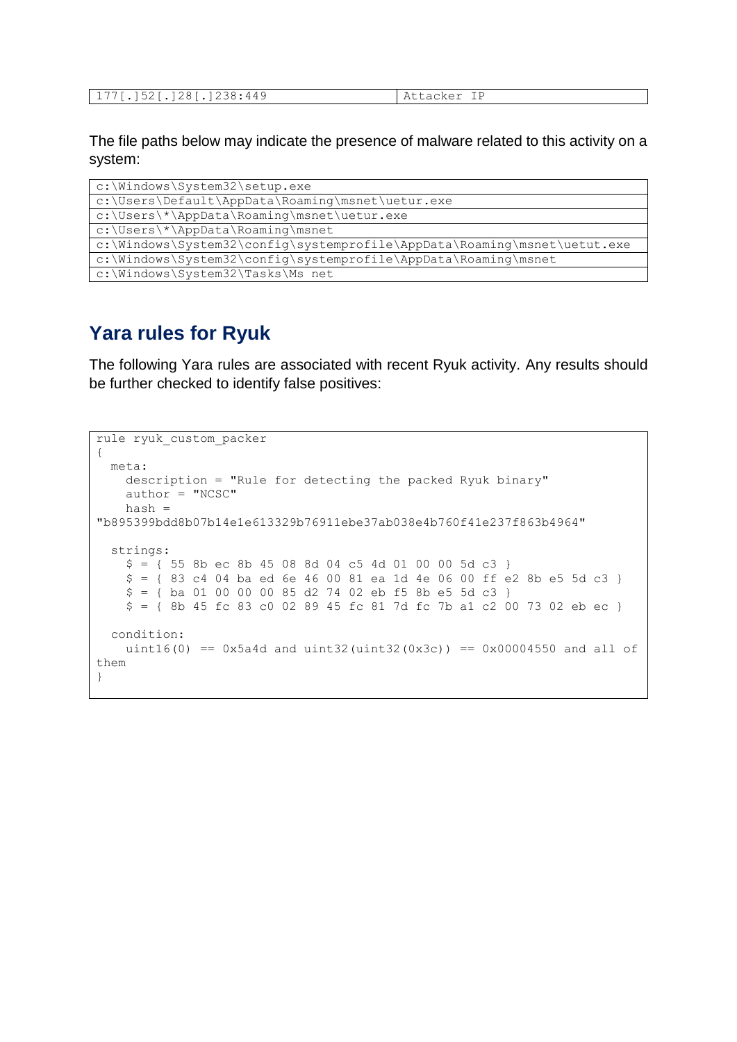| 177[.]52[.]28[.]238:449 | Attacker IP |
|---|---|

The file paths below may indicate the presence of malware related to this activity on a system:

| c:\Windows\System32\setup.exe |
|---|
| c:\Users\Default\AppData\Roaming\msnet\uetur.exe |
| c:\Users\*\AppData\Roaming\msnet\uetur.exe |
| c:\Users\*\AppData\Roaming\msnet |
| c:\Windows\System32\config\systemprofile\AppData\Roaming\msnet\uetut.exe |
| c:\Windows\System32\config\systemprofile\AppData\Roaming\msnet |
| c:\Windows\System32\Tasks\Ms net |

## Yara rules for Ryuk

The following Yara rules are associated with recent Ryuk activity. Any results should be further checked to identify false positives:

```
rule ryuk_custom_packer
{
  meta:
    description = "Rule for detecting the packed Ryuk binary"
    author = "NCSC"
    hash =
"b895399bdd8b07b14e1e613329b76911ebe37ab038e4b760f41e237f863b4964"

  strings:
    $ = { 55 8b ec 8b 45 08 8d 04 c5 4d 01 00 00 5d c3 }
    $ = { 83 c4 04 ba ed 6e 46 00 81 ea 1d 4e 06 00 ff e2 8b e5 5d c3 }
    $ = { ba 01 00 00 00 85 d2 74 02 eb f5 8b e5 5d c3 }
    $ = { 8b 45 fc 83 c0 02 89 45 fc 81 7d fc 7b a1 c2 00 73 02 eb ec }

  condition:
    uint16(0) == 0x5a4d and uint32(uint32(0x3c)) == 0x00004550 and all of
them
}
```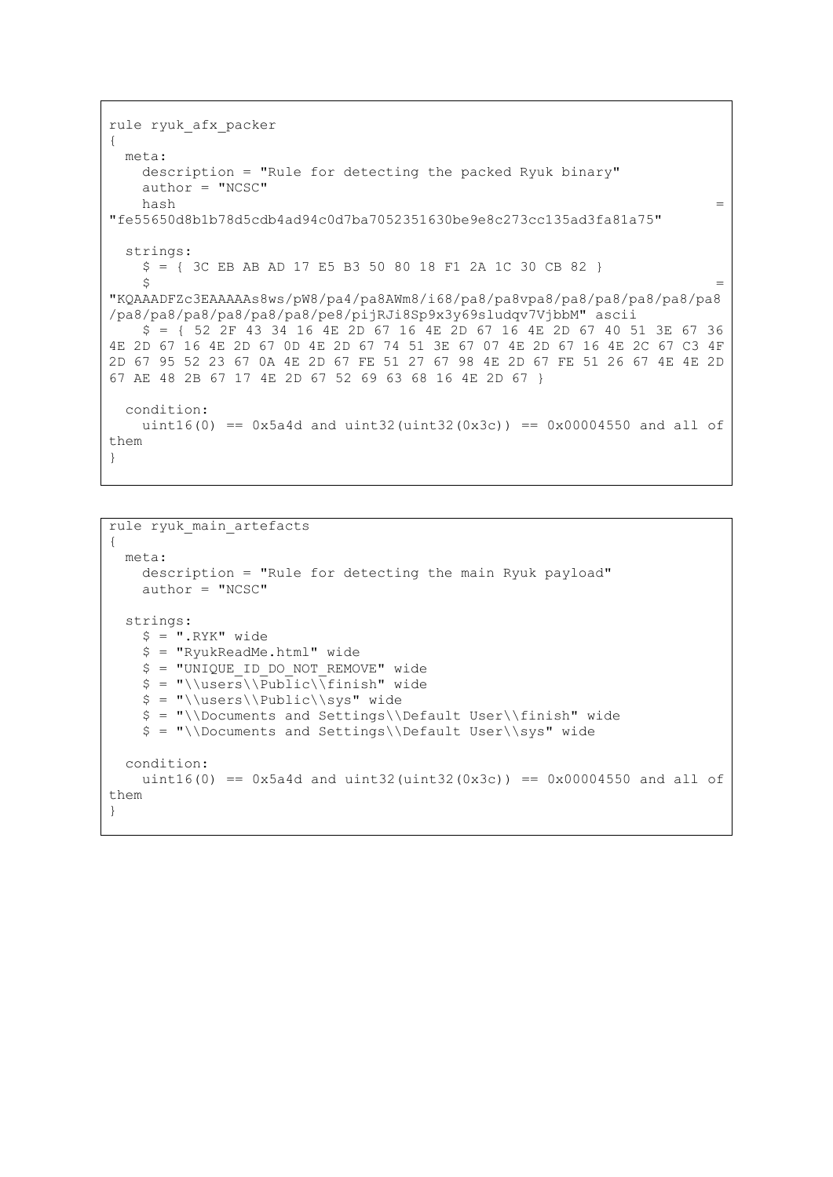```
rule ryuk_afx_packer
{
  meta:
    description = "Rule for detecting the packed Ryuk binary"
    author = "NCSC"
    hash                                                              =
"fe55650d8b1b78d5cdb4ad94c0d7ba7052351630be9e8c273cc135ad3fa81a75"

  strings:
    $ = { 3C EB AB AD 17 E5 B3 50 80 18 F1 2A 1C 30 CB 82 }
    $                                                                 =
"KQAAADFZc3EAAAAAs8ws/pW8/pa4/pa8AWm8/i68/pa8/pa8vpa8/pa8/pa8/pa8/pa8/pa8
/pa8/pa8/pa8/pa8/pa8/pe8/pijRJi8Sp9x3y69sludqv7VjbbM" ascii
    $ = { 52 2F 43 34 16 4E 2D 67 16 4E 2D 67 16 4E 2D 67 40 51 3E 67 36
4E 2D 67 16 4E 2D 67 0D 4E 2D 67 74 51 3E 67 07 4E 2D 67 16 4E 2C 67 C3 4F
2D 67 95 52 23 67 0A 4E 2D 67 FE 51 27 67 98 4E 2D 67 FE 51 26 67 4E 4E 2D
67 AE 48 2B 67 17 4E 2D 67 52 69 63 68 16 4E 2D 67 }

  condition:
    uint16(0) == 0x5a4d and uint32(uint32(0x3c)) == 0x00004550 and all of
them
}
```

```
rule ryuk_main_artefacts
{
  meta:
    description = "Rule for detecting the main Ryuk payload"
    author = "NCSC"

  strings:
    $ = ".RYK" wide
    $ = "RyukReadMe.html" wide
    $ = "UNIQUE_ID_DO_NOT_REMOVE" wide
    $ = "\\users\\Public\\finish" wide
    $ = "\\users\\Public\\sys" wide
    $ = "\\Documents and Settings\\Default User\\finish" wide
    $ = "\\Documents and Settings\\Default User\\sys" wide

  condition:
    uint16(0) == 0x5a4d and uint32(uint32(0x3c)) == 0x00004550 and all of
them
}
```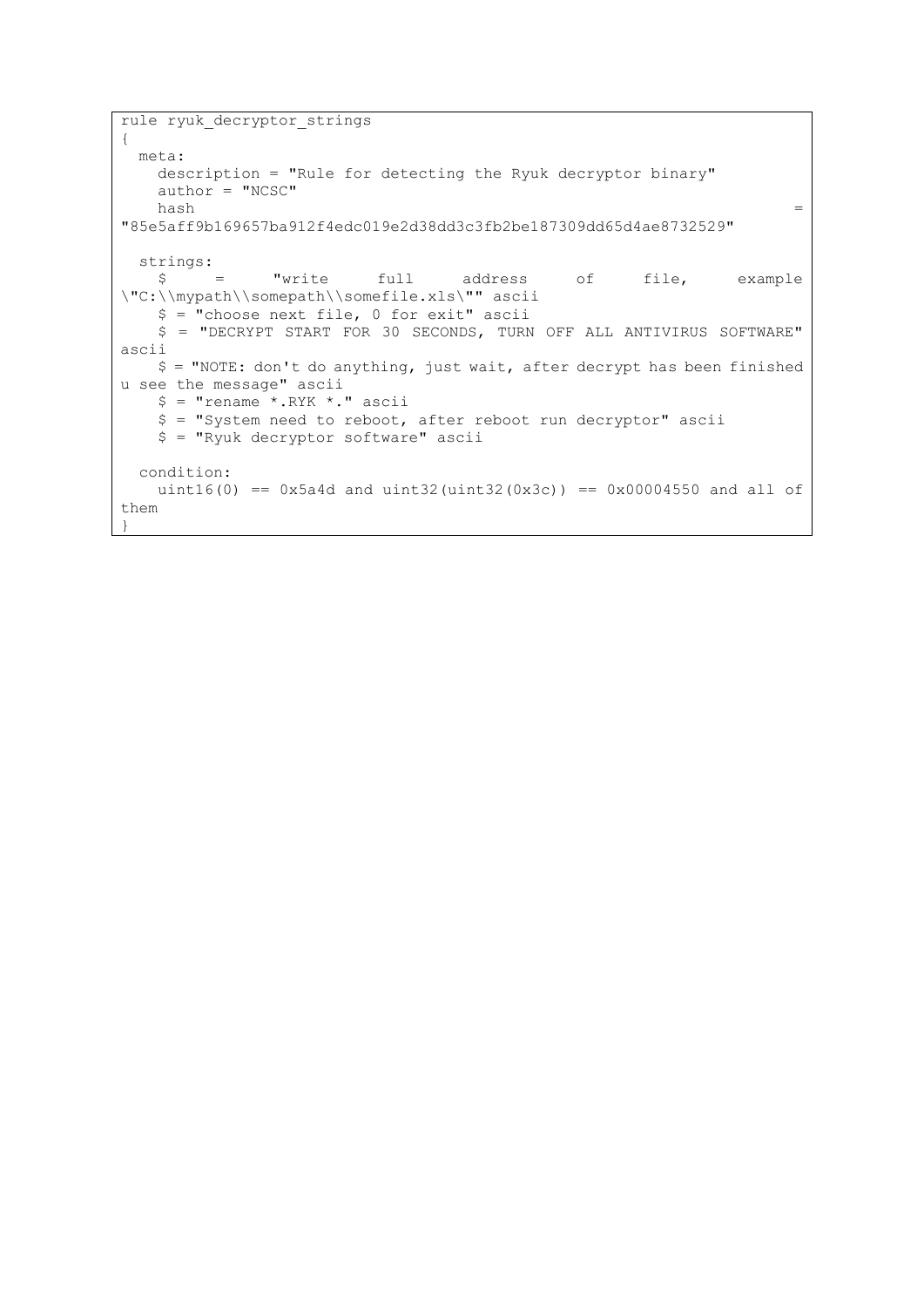```
rule ryuk_decryptor_strings
{
  meta:
    description = "Rule for detecting the Ryuk decryptor binary"
    author = "NCSC"
    hash = "85e5aff9b169657ba912f4edc019e2d38dd3c3fb2be187309dd65d4ae8732529"

  strings:
    $ = "write full address of file, example \"C:\\mypath\\somepath\\somefile.xls\"" ascii
    $ = "choose next file, 0 for exit" ascii
    $ = "DECRYPT START FOR 30 SECONDS, TURN OFF ALL ANTIVIRUS SOFTWARE" ascii
    $ = "NOTE: don't do anything, just wait, after decrypt has been finished u see the message" ascii
    $ = "rename *.RYK *." ascii
    $ = "System need to reboot, after reboot run decryptor" ascii
    $ = "Ryuk decryptor software" ascii

  condition:
    uint16(0) == 0x5a4d and uint32(uint32(0x3c)) == 0x00004550 and all of them
}
```